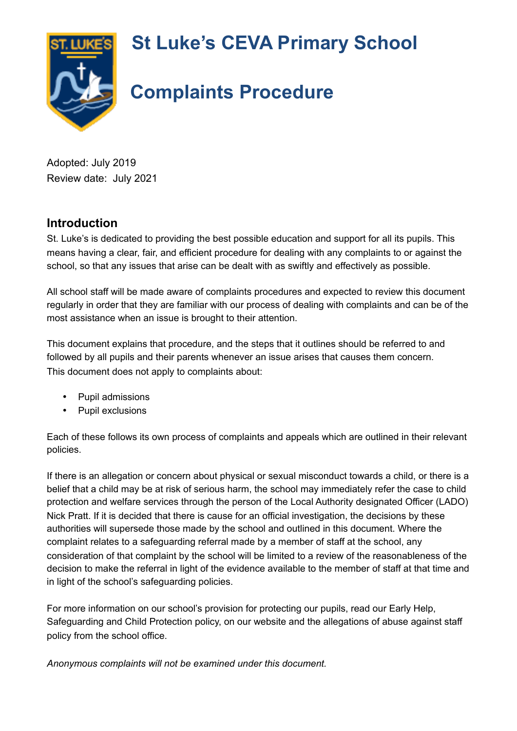# St Luke's CEVA Primary School

# Complaints Procedure

Adopted: July 2019
Review date: July 2021

## Introduction

St. Luke's is dedicated to providing the best possible education and support for all its pupils. This means having a clear, fair, and efficient procedure for dealing with any complaints to or against the school, so that any issues that arise can be dealt with as swiftly and effectively as possible.

All school staff will be made aware of complaints procedures and expected to review this document regularly in order that they are familiar with our process of dealing with complaints and can be of the most assistance when an issue is brought to their attention.

This document explains that procedure, and the steps that it outlines should be referred to and followed by all pupils and their parents whenever an issue arises that causes them concern. This document does not apply to complaints about:

- Pupil admissions
- Pupil exclusions

Each of these follows its own process of complaints and appeals which are outlined in their relevant policies.

If there is an allegation or concern about physical or sexual misconduct towards a child, or there is a belief that a child may be at risk of serious harm, the school may immediately refer the case to child protection and welfare services through the person of the Local Authority designated Officer (LADO) Nick Pratt. If it is decided that there is cause for an official investigation, the decisions by these authorities will supersede those made by the school and outlined in this document. Where the complaint relates to a safeguarding referral made by a member of staff at the school, any consideration of that complaint by the school will be limited to a review of the reasonableness of the decision to make the referral in light of the evidence available to the member of staff at that time and in light of the school's safeguarding policies.

For more information on our school's provision for protecting our pupils, read our Early Help, Safeguarding and Child Protection policy, on our website and the allegations of abuse against staff policy from the school office.

*Anonymous complaints will not be examined under this document.*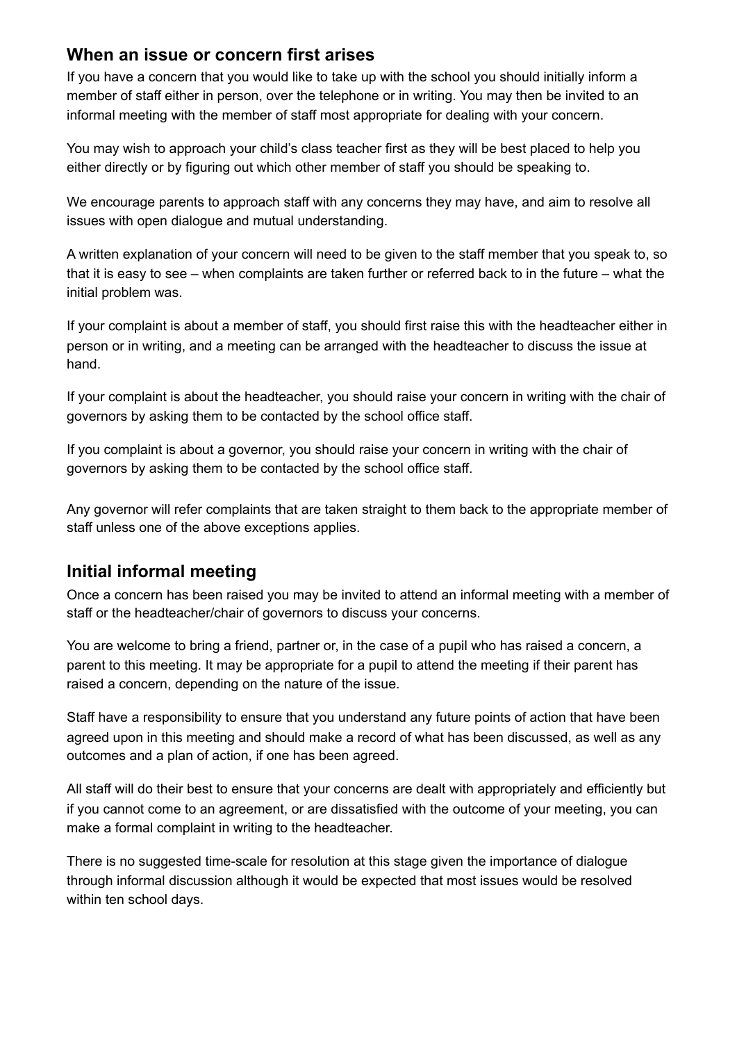## When an issue or concern first arises

If you have a concern that you would like to take up with the school you should initially inform a member of staff either in person, over the telephone or in writing. You may then be invited to an informal meeting with the member of staff most appropriate for dealing with your concern.

You may wish to approach your child's class teacher first as they will be best placed to help you either directly or by figuring out which other member of staff you should be speaking to.

We encourage parents to approach staff with any concerns they may have, and aim to resolve all issues with open dialogue and mutual understanding.

A written explanation of your concern will need to be given to the staff member that you speak to, so that it is easy to see – when complaints are taken further or referred back to in the future – what the initial problem was.

If your complaint is about a member of staff, you should first raise this with the headteacher either in person or in writing, and a meeting can be arranged with the headteacher to discuss the issue at hand.

If your complaint is about the headteacher, you should raise your concern in writing with the chair of governors by asking them to be contacted by the school office staff.

If you complaint is about a governor, you should raise your concern in writing with the chair of governors by asking them to be contacted by the school office staff.

Any governor will refer complaints that are taken straight to them back to the appropriate member of staff unless one of the above exceptions applies.

## Initial informal meeting

Once a concern has been raised you may be invited to attend an informal meeting with a member of staff or the headteacher/chair of governors to discuss your concerns.

You are welcome to bring a friend, partner or, in the case of a pupil who has raised a concern, a parent to this meeting. It may be appropriate for a pupil to attend the meeting if their parent has raised a concern, depending on the nature of the issue.

Staff have a responsibility to ensure that you understand any future points of action that have been agreed upon in this meeting and should make a record of what has been discussed, as well as any outcomes and a plan of action, if one has been agreed.

All staff will do their best to ensure that your concerns are dealt with appropriately and efficiently but if you cannot come to an agreement, or are dissatisfied with the outcome of your meeting, you can make a formal complaint in writing to the headteacher.

There is no suggested time-scale for resolution at this stage given the importance of dialogue through informal discussion although it would be expected that most issues would be resolved within ten school days.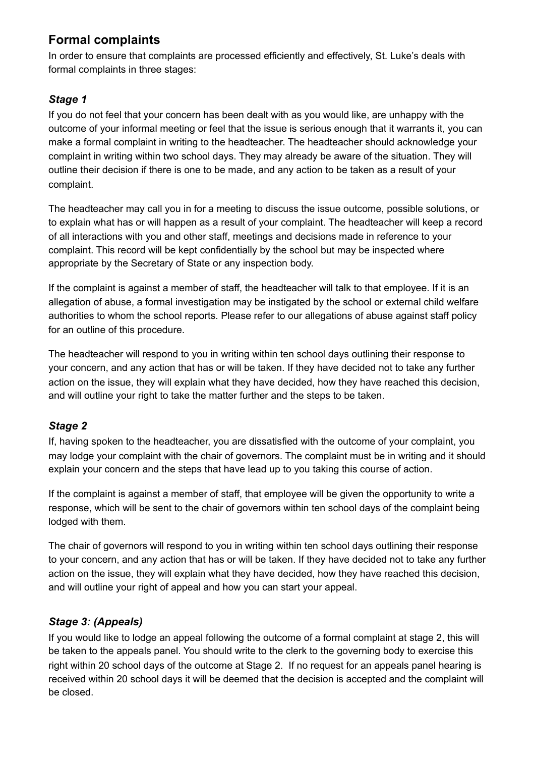## Formal complaints

In order to ensure that complaints are processed efficiently and effectively, St. Luke's deals with formal complaints in three stages:

### *Stage 1*

If you do not feel that your concern has been dealt with as you would like, are unhappy with the outcome of your informal meeting or feel that the issue is serious enough that it warrants it, you can make a formal complaint in writing to the headteacher. The headteacher should acknowledge your complaint in writing within two school days. They may already be aware of the situation. They will outline their decision if there is one to be made, and any action to be taken as a result of your complaint.

The headteacher may call you in for a meeting to discuss the issue outcome, possible solutions, or to explain what has or will happen as a result of your complaint. The headteacher will keep a record of all interactions with you and other staff, meetings and decisions made in reference to your complaint. This record will be kept confidentially by the school but may be inspected where appropriate by the Secretary of State or any inspection body.

If the complaint is against a member of staff, the headteacher will talk to that employee. If it is an allegation of abuse, a formal investigation may be instigated by the school or external child welfare authorities to whom the school reports. Please refer to our allegations of abuse against staff policy for an outline of this procedure.

The headteacher will respond to you in writing within ten school days outlining their response to your concern, and any action that has or will be taken. If they have decided not to take any further action on the issue, they will explain what they have decided, how they have reached this decision, and will outline your right to take the matter further and the steps to be taken.

### *Stage 2*

If, having spoken to the headteacher, you are dissatisfied with the outcome of your complaint, you may lodge your complaint with the chair of governors. The complaint must be in writing and it should explain your concern and the steps that have lead up to you taking this course of action.

If the complaint is against a member of staff, that employee will be given the opportunity to write a response, which will be sent to the chair of governors within ten school days of the complaint being lodged with them.

The chair of governors will respond to you in writing within ten school days outlining their response to your concern, and any action that has or will be taken. If they have decided not to take any further action on the issue, they will explain what they have decided, how they have reached this decision, and will outline your right of appeal and how you can start your appeal.

### *Stage 3: (Appeals)*

If you would like to lodge an appeal following the outcome of a formal complaint at stage 2, this will be taken to the appeals panel. You should write to the clerk to the governing body to exercise this right within 20 school days of the outcome at Stage 2. If no request for an appeals panel hearing is received within 20 school days it will be deemed that the decision is accepted and the complaint will be closed.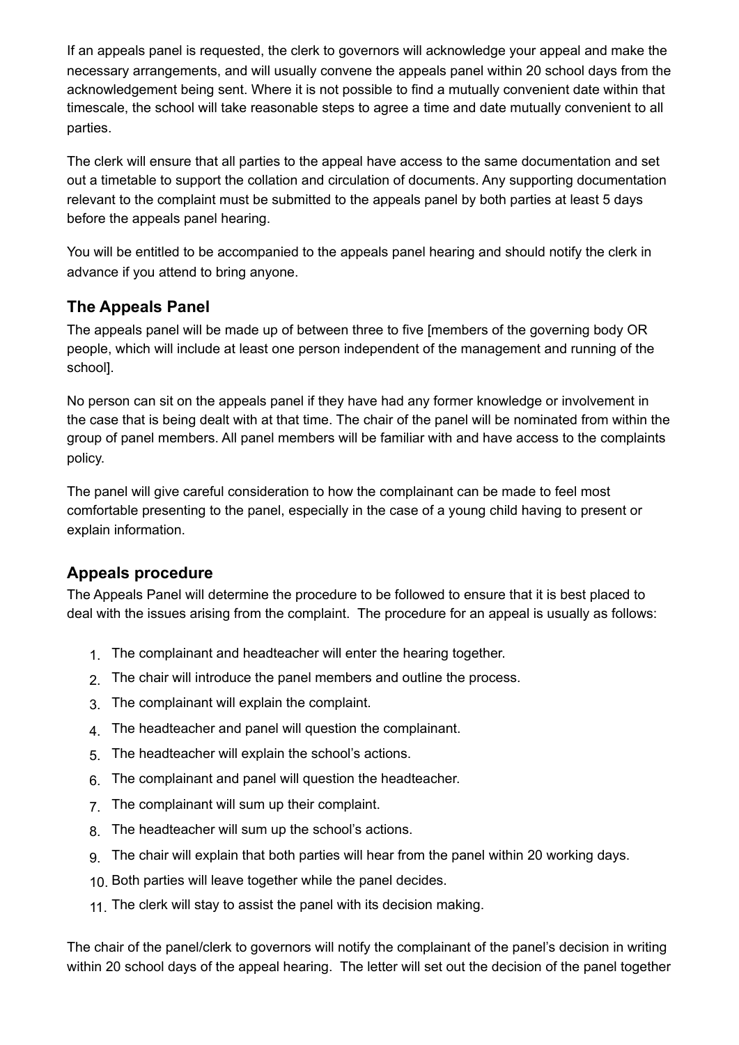If an appeals panel is requested, the clerk to governors will acknowledge your appeal and make the necessary arrangements, and will usually convene the appeals panel within 20 school days from the acknowledgement being sent. Where it is not possible to find a mutually convenient date within that timescale, the school will take reasonable steps to agree a time and date mutually convenient to all parties.

The clerk will ensure that all parties to the appeal have access to the same documentation and set out a timetable to support the collation and circulation of documents. Any supporting documentation relevant to the complaint must be submitted to the appeals panel by both parties at least 5 days before the appeals panel hearing.

You will be entitled to be accompanied to the appeals panel hearing and should notify the clerk in advance if you attend to bring anyone.

## The Appeals Panel

The appeals panel will be made up of between three to five [members of the governing body OR people, which will include at least one person independent of the management and running of the school].

No person can sit on the appeals panel if they have had any former knowledge or involvement in the case that is being dealt with at that time. The chair of the panel will be nominated from within the group of panel members. All panel members will be familiar with and have access to the complaints policy.

The panel will give careful consideration to how the complainant can be made to feel most comfortable presenting to the panel, especially in the case of a young child having to present or explain information.

## Appeals procedure

The Appeals Panel will determine the procedure to be followed to ensure that it is best placed to deal with the issues arising from the complaint. The procedure for an appeal is usually as follows:

1. The complainant and headteacher will enter the hearing together.
2. The chair will introduce the panel members and outline the process.
3. The complainant will explain the complaint.
4. The headteacher and panel will question the complainant.
5. The headteacher will explain the school's actions.
6. The complainant and panel will question the headteacher.
7. The complainant will sum up their complaint.
8. The headteacher will sum up the school's actions.
9. The chair will explain that both parties will hear from the panel within 20 working days.
10. Both parties will leave together while the panel decides.
11. The clerk will stay to assist the panel with its decision making.

The chair of the panel/clerk to governors will notify the complainant of the panel's decision in writing within 20 school days of the appeal hearing. The letter will set out the decision of the panel together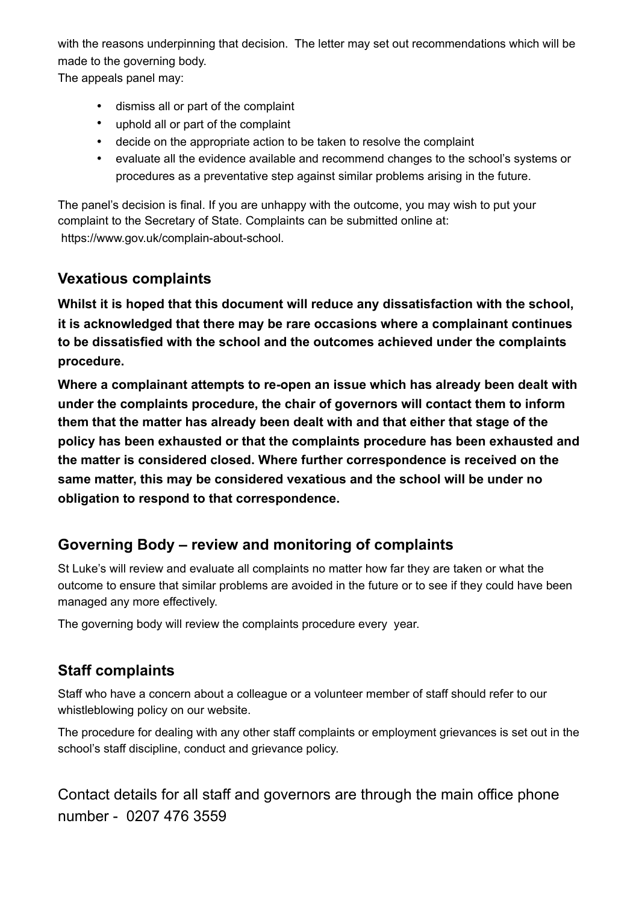with the reasons underpinning that decision. The letter may set out recommendations which will be made to the governing body.

The appeals panel may:

- dismiss all or part of the complaint
- uphold all or part of the complaint
- decide on the appropriate action to be taken to resolve the complaint
- evaluate all the evidence available and recommend changes to the school's systems or procedures as a preventative step against similar problems arising in the future.

The panel's decision is final. If you are unhappy with the outcome, you may wish to put your complaint to the Secretary of State. Complaints can be submitted online at: https://www.gov.uk/complain-about-school.

## Vexatious complaints

**Whilst it is hoped that this document will reduce any dissatisfaction with the school, it is acknowledged that there may be rare occasions where a complainant continues to be dissatisfied with the school and the outcomes achieved under the complaints procedure.**

**Where a complainant attempts to re-open an issue which has already been dealt with under the complaints procedure, the chair of governors will contact them to inform them that the matter has already been dealt with and that either that stage of the policy has been exhausted or that the complaints procedure has been exhausted and the matter is considered closed. Where further correspondence is received on the same matter, this may be considered vexatious and the school will be under no obligation to respond to that correspondence.**

## Governing Body – review and monitoring of complaints

St Luke's will review and evaluate all complaints no matter how far they are taken or what the outcome to ensure that similar problems are avoided in the future or to see if they could have been managed any more effectively.

The governing body will review the complaints procedure every year.

## Staff complaints

Staff who have a concern about a colleague or a volunteer member of staff should refer to our whistleblowing policy on our website.

The procedure for dealing with any other staff complaints or employment grievances is set out in the school's staff discipline, conduct and grievance policy.

Contact details for all staff and governors are through the main office phone number - 0207 476 3559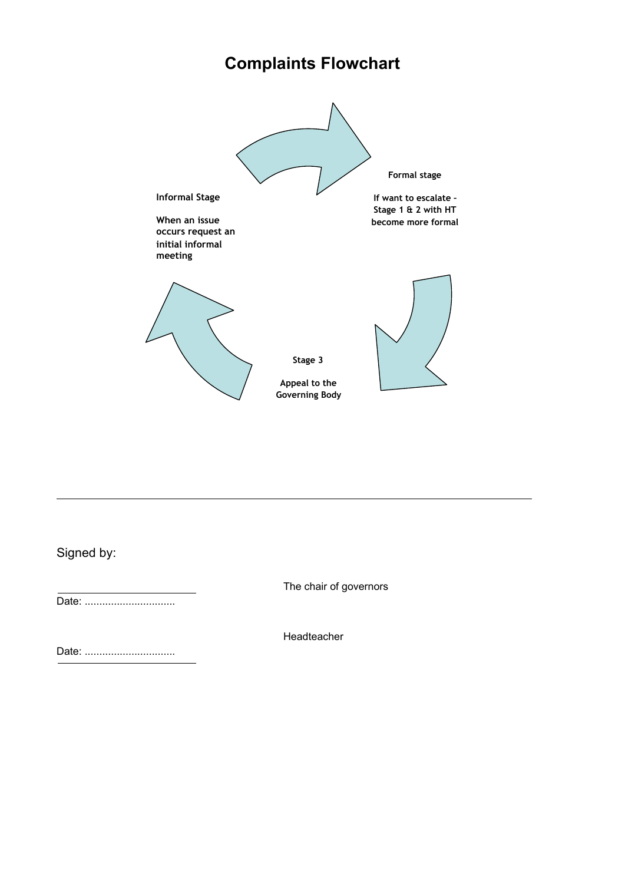# Complaints Flowchart

**Informal Stage**

**When an issue occurs request an initial informal meeting**

**Formal stage**

**If want to escalate – Stage 1 & 2 with HT become more formal**

**Stage 3**

**Appeal to the Governing Body**

---

Signed by:

The chair of governors

Date: ...............................

Headteacher

Date: ...............................